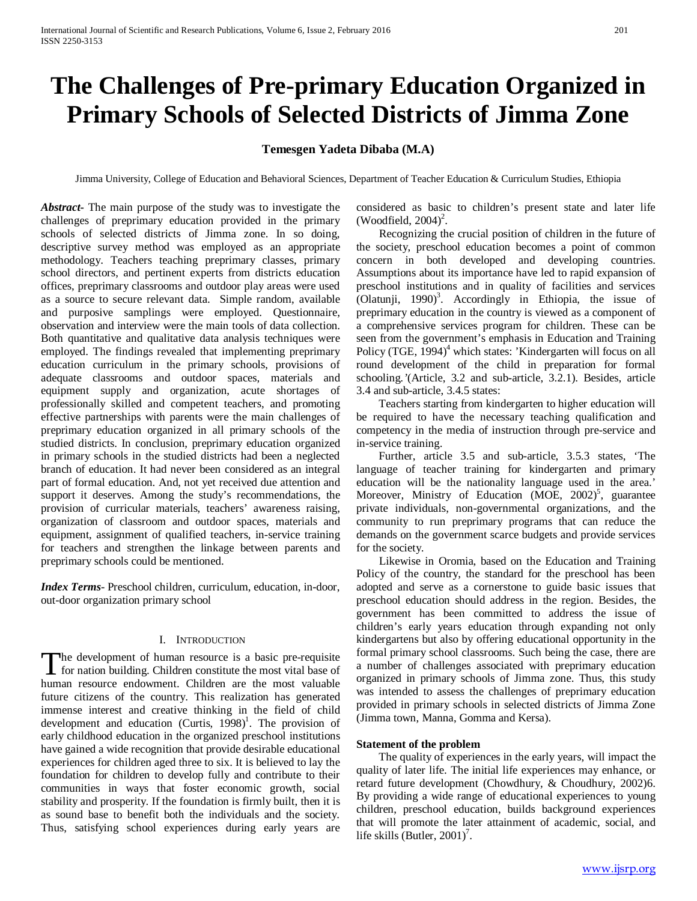# The Challenges of Pre-primary Education Organized in Primary Schools of Selected Districts of Jimma Zone

**Temesgen Yadeta Dibaba (M.A)**

Jimma University, College of Education and Behavioral Sciences, Department of Teacher Education & Curriculum Studies, Ethiopia

***Abstract***- The main purpose of the study was to investigate the challenges of preprimary education provided in the primary schools of selected districts of Jimma zone. In so doing, descriptive survey method was employed as an appropriate methodology. Teachers teaching preprimary classes, primary school directors, and pertinent experts from districts education offices, preprimary classrooms and outdoor play areas were used as a source to secure relevant data. Simple random, available and purposive samplings were employed. Questionnaire, observation and interview were the main tools of data collection. Both quantitative and qualitative data analysis techniques were employed. The findings revealed that implementing preprimary education curriculum in the primary schools, provisions of adequate classrooms and outdoor spaces, materials and equipment supply and organization, acute shortages of professionally skilled and competent teachers, and promoting effective partnerships with parents were the main challenges of preprimary education organized in all primary schools of the studied districts. In conclusion, preprimary education organized in primary schools in the studied districts had been a neglected branch of education. It had never been considered as an integral part of formal education. And, not yet received due attention and support it deserves. Among the study's recommendations, the provision of curricular materials, teachers' awareness raising, organization of classroom and outdoor spaces, materials and equipment, assignment of qualified teachers, in-service training for teachers and strengthen the linkage between parents and preprimary schools could be mentioned.

***Index Terms***- Preschool children, curriculum, education, in-door, out-door organization primary school

## I. Introduction

The development of human resource is a basic pre-requisite for nation building. Children constitute the most vital base of human resource endowment. Children are the most valuable future citizens of the country. This realization has generated immense interest and creative thinking in the field of child development and education (Curtis, 1998)[1]. The provision of early childhood education in the organized preschool institutions have gained a wide recognition that provide desirable educational experiences for children aged three to six. It is believed to lay the foundation for children to develop fully and contribute to their communities in ways that foster economic growth, social stability and prosperity. If the foundation is firmly built, then it is as sound base to benefit both the individuals and the society. Thus, satisfying school experiences during early years are considered as basic to children's present state and later life (Woodfield, 2004)[2].

Recognizing the crucial position of children in the future of the society, preschool education becomes a point of common concern in both developed and developing countries. Assumptions about its importance have led to rapid expansion of preschool institutions and in quality of facilities and services (Olatunji, 1990)[3]. Accordingly in Ethiopia, the issue of preprimary education in the country is viewed as a component of a comprehensive services program for children. These can be seen from the government's emphasis in Education and Training Policy (TGE, 1994)[4] which states: 'Kindergarten will focus on all round development of the child in preparation for formal schooling.'(Article, 3.2 and sub-article, 3.2.1). Besides, article 3.4 and sub-article, 3.4.5 states:

Teachers starting from kindergarten to higher education will be required to have the necessary teaching qualification and competency in the media of instruction through pre-service and in-service training.

Further, article 3.5 and sub-article, 3.5.3 states, 'The language of teacher training for kindergarten and primary education will be the nationality language used in the area.' Moreover, Ministry of Education (MOE, 2002)[5], guarantee private individuals, non-governmental organizations, and the community to run preprimary programs that can reduce the demands on the government scarce budgets and provide services for the society.

Likewise in Oromia, based on the Education and Training Policy of the country, the standard for the preschool has been adopted and serve as a cornerstone to guide basic issues that preschool education should address in the region. Besides, the government has been committed to address the issue of children's early years education through expanding not only kindergartens but also by offering educational opportunity in the formal primary school classrooms. Such being the case, there are a number of challenges associated with preprimary education organized in primary schools of Jimma zone. Thus, this study was intended to assess the challenges of preprimary education provided in primary schools in selected districts of Jimma Zone (Jimma town, Manna, Gomma and Kersa).

### Statement of the problem

The quality of experiences in the early years, will impact the quality of later life. The initial life experiences may enhance, or retard future development (Chowdhury, & Choudhury, 2002)6. By providing a wide range of educational experiences to young children, preschool education, builds background experiences that will promote the later attainment of academic, social, and life skills (Butler, 2001)[7].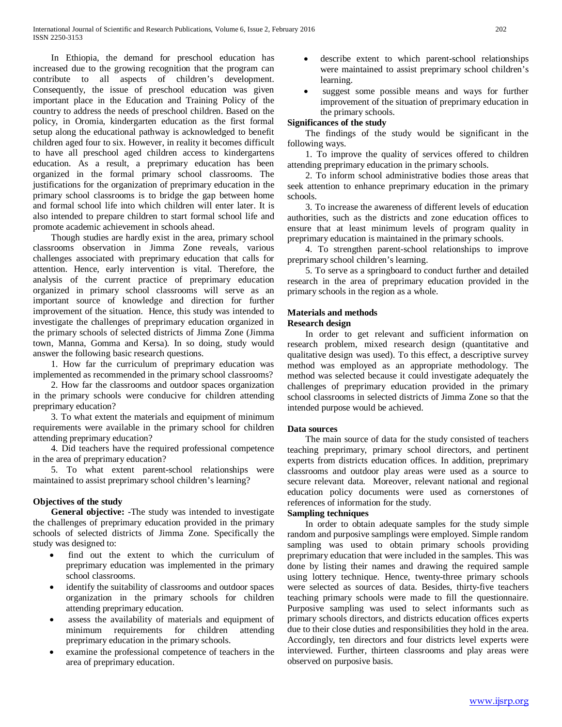In Ethiopia, the demand for preschool education has increased due to the growing recognition that the program can contribute to all aspects of children's development. Consequently, the issue of preschool education was given important place in the Education and Training Policy of the country to address the needs of preschool children. Based on the policy, in Oromia, kindergarten education as the first formal setup along the educational pathway is acknowledged to benefit children aged four to six. However, in reality it becomes difficult to have all preschool aged children access to kindergartens education. As a result, a preprimary education has been organized in the formal primary school classrooms. The justifications for the organization of preprimary education in the primary school classrooms is to bridge the gap between home and formal school life into which children will enter later. It is also intended to prepare children to start formal school life and promote academic achievement in schools ahead.

Though studies are hardly exist in the area, primary school classrooms observation in Jimma Zone reveals, various challenges associated with preprimary education that calls for attention. Hence, early intervention is vital. Therefore, the analysis of the current practice of preprimary education organized in primary school classrooms will serve as an important source of knowledge and direction for further improvement of the situation. Hence, this study was intended to investigate the challenges of preprimary education organized in the primary schools of selected districts of Jimma Zone (Jimma town, Manna, Gomma and Kersa). In so doing, study would answer the following basic research questions.

1. How far the curriculum of preprimary education was implemented as recommended in the primary school classrooms?
2. How far the classrooms and outdoor spaces organization in the primary schools were conducive for children attending preprimary education?
3. To what extent the materials and equipment of minimum requirements were available in the primary school for children attending preprimary education?
4. Did teachers have the required professional competence in the area of preprimary education?
5. To what extent parent-school relationships were maintained to assist preprimary school children's learning?

## Objectives of the study

**General objective:** -The study was intended to investigate the challenges of preprimary education provided in the primary schools of selected districts of Jimma Zone. Specifically the study was designed to:

- find out the extent to which the curriculum of preprimary education was implemented in the primary school classrooms.
- identify the suitability of classrooms and outdoor spaces organization in the primary schools for children attending preprimary education.
- assess the availability of materials and equipment of minimum requirements for children attending preprimary education in the primary schools.
- examine the professional competence of teachers in the area of preprimary education.
- describe extent to which parent-school relationships were maintained to assist preprimary school children's learning.
- suggest some possible means and ways for further improvement of the situation of preprimary education in the primary schools.

## Significances of the study

The findings of the study would be significant in the following ways.

1. To improve the quality of services offered to children attending preprimary education in the primary schools.
2. To inform school administrative bodies those areas that seek attention to enhance preprimary education in the primary schools.
3. To increase the awareness of different levels of education authorities, such as the districts and zone education offices to ensure that at least minimum levels of program quality in preprimary education is maintained in the primary schools.
4. To strengthen parent-school relationships to improve preprimary school children's learning.
5. To serve as a springboard to conduct further and detailed research in the area of preprimary education provided in the primary schools in the region as a whole.

## Materials and methods

### Research design

In order to get relevant and sufficient information on research problem, mixed research design (quantitative and qualitative design was used). To this effect, a descriptive survey method was employed as an appropriate methodology. The method was selected because it could investigate adequately the challenges of preprimary education provided in the primary school classrooms in selected districts of Jimma Zone so that the intended purpose would be achieved.

### Data sources

The main source of data for the study consisted of teachers teaching preprimary, primary school directors, and pertinent experts from districts education offices. In addition, preprimary classrooms and outdoor play areas were used as a source to secure relevant data. Moreover, relevant national and regional education policy documents were used as cornerstones of references of information for the study.

### Sampling techniques

In order to obtain adequate samples for the study simple random and purposive samplings were employed. Simple random sampling was used to obtain primary schools providing preprimary education that were included in the samples. This was done by listing their names and drawing the required sample using lottery technique. Hence, twenty-three primary schools were selected as sources of data. Besides, thirty-five teachers teaching primary schools were made to fill the questionnaire. Purposive sampling was used to select informants such as primary schools directors, and districts education offices experts due to their close duties and responsibilities they hold in the area. Accordingly, ten directors and four districts level experts were interviewed. Further, thirteen classrooms and play areas were observed on purposive basis.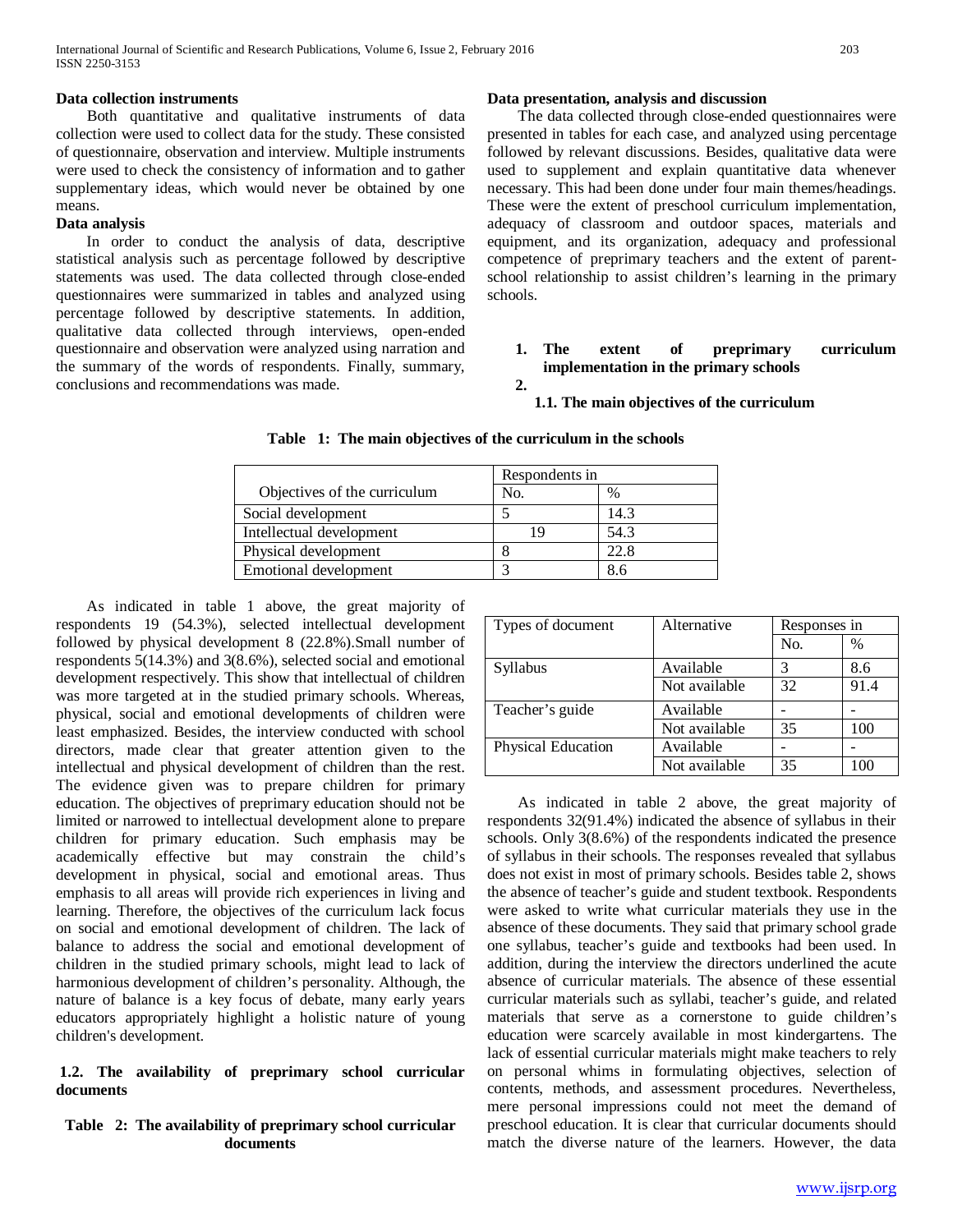#### Data collection instruments

Both quantitative and qualitative instruments of data collection were used to collect data for the study. These consisted of questionnaire, observation and interview. Multiple instruments were used to check the consistency of information and to gather supplementary ideas, which would never be obtained by one means.

#### Data analysis

In order to conduct the analysis of data, descriptive statistical analysis such as percentage followed by descriptive statements was used. The data collected through close-ended questionnaires were summarized in tables and analyzed using percentage followed by descriptive statements. In addition, qualitative data collected through interviews, open-ended questionnaire and observation were analyzed using narration and the summary of the words of respondents. Finally, summary, conclusions and recommendations was made.

#### Data presentation, analysis and discussion

The data collected through close-ended questionnaires were presented in tables for each case, and analyzed using percentage followed by relevant discussions. Besides, qualitative data were used to supplement and explain quantitative data whenever necessary. This had been done under four main themes/headings. These were the extent of preschool curriculum implementation, adequacy of classroom and outdoor spaces, materials and equipment, and its organization, adequacy and professional competence of preprimary teachers and the extent of parent-school relationship to assist children's learning in the primary schools.

1. **The extent of preprimary curriculum implementation in the primary schools**
2. 

**1.1. The main objectives of the curriculum**

**Table 1: The main objectives of the curriculum in the schools**

| Objectives of the curriculum | Respondents in | |
|---|---|---|
| | No. | % |
| Social development | 5 | 14.3 |
| Intellectual development | 19 | 54.3 |
| Physical development | 8 | 22.8 |
| Emotional development | 3 | 8.6 |

As indicated in table 1 above, the great majority of respondents 19 (54.3%), selected intellectual development followed by physical development 8 (22.8%).Small number of respondents 5(14.3%) and 3(8.6%), selected social and emotional development respectively. This show that intellectual of children was more targeted at in the studied primary schools. Whereas, physical, social and emotional developments of children were least emphasized. Besides, the interview conducted with school directors, made clear that greater attention given to the intellectual and physical development of children than the rest. The evidence given was to prepare children for primary education. The objectives of preprimary education should not be limited or narrowed to intellectual development alone to prepare children for primary education. Such emphasis may be academically effective but may constrain the child's development in physical, social and emotional areas. Thus emphasis to all areas will provide rich experiences in living and learning. Therefore, the objectives of the curriculum lack focus on social and emotional development of children. The lack of balance to address the social and emotional development of children in the studied primary schools, might lead to lack of harmonious development of children's personality. Although, the nature of balance is a key focus of debate, many early years educators appropriately highlight a holistic nature of young children's development.

**1.2. The availability of preprimary school curricular documents**

**Table 2: The availability of preprimary school curricular documents**

| Types of document | Alternative | Responses in | |
|---|---|---|---|
| | | No. | % |
| Syllabus | Available | 3 | 8.6 |
| | Not available | 32 | 91.4 |
| Teacher's guide | Available | - | - |
| | Not available | 35 | 100 |
| Physical Education | Available | - | - |
| | Not available | 35 | 100 |

As indicated in table 2 above, the great majority of respondents 32(91.4%) indicated the absence of syllabus in their schools. Only 3(8.6%) of the respondents indicated the presence of syllabus in their schools. The responses revealed that syllabus does not exist in most of primary schools. Besides table 2, shows the absence of teacher's guide and student textbook. Respondents were asked to write what curricular materials they use in the absence of these documents. They said that primary school grade one syllabus, teacher's guide and textbooks had been used. In addition, during the interview the directors underlined the acute absence of curricular materials. The absence of these essential curricular materials such as syllabi, teacher's guide, and related materials that serve as a cornerstone to guide children's education were scarcely available in most kindergartens. The lack of essential curricular materials might make teachers to rely on personal whims in formulating objectives, selection of contents, methods, and assessment procedures. Nevertheless, mere personal impressions could not meet the demand of preschool education. It is clear that curricular documents should match the diverse nature of the learners. However, the data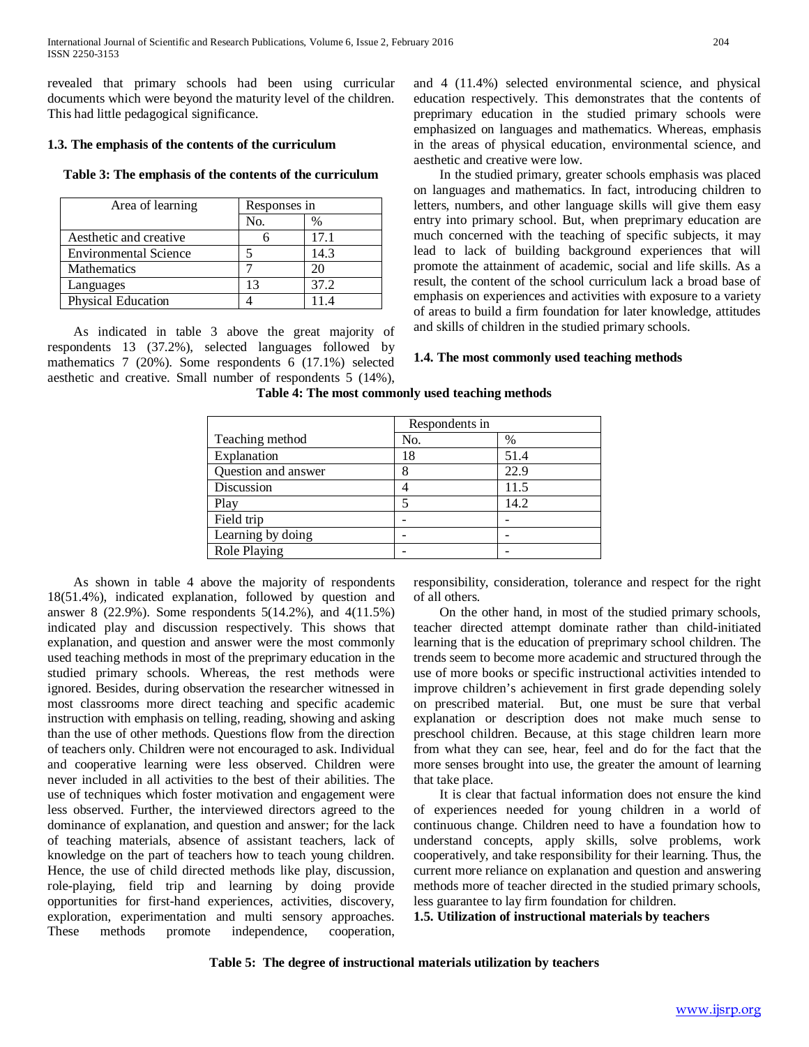revealed that primary schools had been using curricular documents which were beyond the maturity level of the children. This had little pedagogical significance.

### 1.3. The emphasis of the contents of the curriculum

**Table 3: The emphasis of the contents of the curriculum**

| Area of learning | Responses in | |
|---|---|---|
| | No. | % |
| Aesthetic and creative | 6 | 17.1 |
| Environmental Science | 5 | 14.3 |
| Mathematics | 7 | 20 |
| Languages | 13 | 37.2 |
| Physical Education | 4 | 11.4 |

As indicated in table 3 above the great majority of respondents 13 (37.2%), selected languages followed by mathematics 7 (20%). Some respondents 6 (17.1%) selected aesthetic and creative. Small number of respondents 5 (14%), and 4 (11.4%) selected environmental science, and physical education respectively. This demonstrates that the contents of preprimary education in the studied primary schools were emphasized on languages and mathematics. Whereas, emphasis in the areas of physical education, environmental science, and aesthetic and creative were low.

In the studied primary, greater schools emphasis was placed on languages and mathematics. In fact, introducing children to letters, numbers, and other language skills will give them easy entry into primary school. But, when preprimary education are much concerned with the teaching of specific subjects, it may lead to lack of building background experiences that will promote the attainment of academic, social and life skills. As a result, the content of the school curriculum lack a broad base of emphasis on experiences and activities with exposure to a variety of areas to build a firm foundation for later knowledge, attitudes and skills of children in the studied primary schools.

### 1.4. The most commonly used teaching methods

**Table 4: The most commonly used teaching methods**

| | Respondents in | |
|---|---|---|
| Teaching method | No. | % |
| Explanation | 18 | 51.4 |
| Question and answer | 8 | 22.9 |
| Discussion | 4 | 11.5 |
| Play | 5 | 14.2 |
| Field trip | - | - |
| Learning by doing | - | - |
| Role Playing | - | - |

As shown in table 4 above the majority of respondents 18(51.4%), indicated explanation, followed by question and answer 8 (22.9%). Some respondents 5(14.2%), and 4(11.5%) indicated play and discussion respectively. This shows that explanation, and question and answer were the most commonly used teaching methods in most of the preprimary education in the studied primary schools. Whereas, the rest methods were ignored. Besides, during observation the researcher witnessed in most classrooms more direct teaching and specific academic instruction with emphasis on telling, reading, showing and asking than the use of other methods. Questions flow from the direction of teachers only. Children were not encouraged to ask. Individual and cooperative learning were less observed. Children were never included in all activities to the best of their abilities. The use of techniques which foster motivation and engagement were less observed. Further, the interviewed directors agreed to the dominance of explanation, and question and answer; for the lack of teaching materials, absence of assistant teachers, lack of knowledge on the part of teachers how to teach young children. Hence, the use of child directed methods like play, discussion, role-playing, field trip and learning by doing provide opportunities for first-hand experiences, activities, discovery, exploration, experimentation and multi sensory approaches. These methods promote independence, cooperation, responsibility, consideration, tolerance and respect for the right of all others.

On the other hand, in most of the studied primary schools, teacher directed attempt dominate rather than child-initiated learning that is the education of preprimary school children. The trends seem to become more academic and structured through the use of more books or specific instructional activities intended to improve children's achievement in first grade depending solely on prescribed material. But, one must be sure that verbal explanation or description does not make much sense to preschool children. Because, at this stage children learn more from what they can see, hear, feel and do for the fact that the more senses brought into use, the greater the amount of learning that take place.

It is clear that factual information does not ensure the kind of experiences needed for young children in a world of continuous change. Children need to have a foundation how to understand concepts, apply skills, solve problems, work cooperatively, and take responsibility for their learning. Thus, the current more reliance on explanation and question and answering methods more of teacher directed in the studied primary schools, less guarantee to lay firm foundation for children.

### 1.5. Utilization of instructional materials by teachers

**Table 5: The degree of instructional materials utilization by teachers**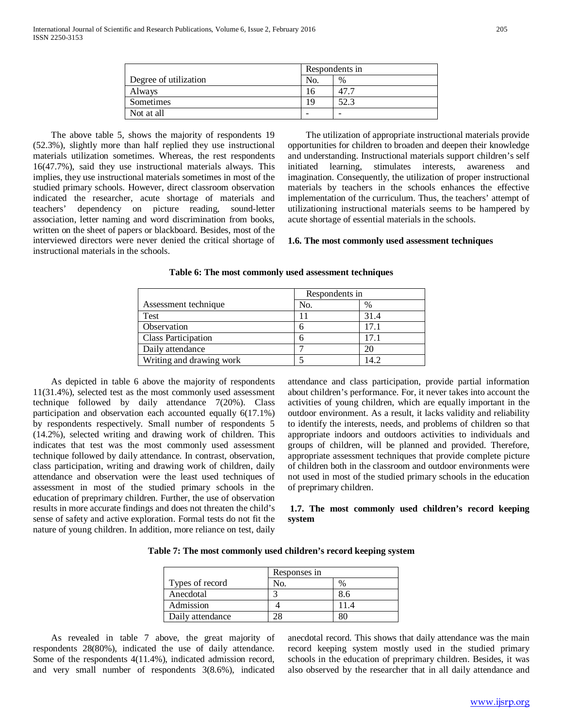| | Respondents in | |
|---|---|---|
| Degree of utilization | No. | % |
| Always | 16 | 47.7 |
| Sometimes | 19 | 52.3 |
| Not at all | - | - |

The above table 5, shows the majority of respondents 19 (52.3%), slightly more than half replied they use instructional materials utilization sometimes. Whereas, the rest respondents 16(47.7%), said they use instructional materials always. This implies, they use instructional materials sometimes in most of the studied primary schools. However, direct classroom observation indicated the researcher, acute shortage of materials and teachers' dependency on picture reading, sound-letter association, letter naming and word discrimination from books, written on the sheet of papers or blackboard. Besides, most of the interviewed directors were never denied the critical shortage of instructional materials in the schools.

The utilization of appropriate instructional materials provide opportunities for children to broaden and deepen their knowledge and understanding. Instructional materials support children's self initiated learning, stimulates interests, awareness and imagination. Consequently, the utilization of proper instructional materials by teachers in the schools enhances the effective implementation of the curriculum. Thus, the teachers' attempt of utilizationing instructional materials seems to be hampered by acute shortage of essential materials in the schools.

### 1.6. The most commonly used assessment techniques

**Table 6: The most commonly used assessment techniques**

| | Respondents in | |
|---|---|---|
| Assessment technique | No. | % |
| Test | 11 | 31.4 |
| Observation | 6 | 17.1 |
| Class Participation | 6 | 17.1 |
| Daily attendance | 7 | 20 |
| Writing and drawing work | 5 | 14.2 |

As depicted in table 6 above the majority of respondents 11(31.4%), selected test as the most commonly used assessment technique followed by daily attendance 7(20%). Class participation and observation each accounted equally 6(17.1%) by respondents respectively. Small number of respondents 5 (14.2%), selected writing and drawing work of children. This indicates that test was the most commonly used assessment technique followed by daily attendance. In contrast, observation, class participation, writing and drawing work of children, daily attendance and observation were the least used techniques of assessment in most of the studied primary schools in the education of preprimary children. Further, the use of observation results in more accurate findings and does not threaten the child's sense of safety and active exploration. Formal tests do not fit the nature of young children. In addition, more reliance on test, daily attendance and class participation, provide partial information about children's performance. For, it never takes into account the activities of young children, which are equally important in the outdoor environment. As a result, it lacks validity and reliability to identify the interests, needs, and problems of children so that appropriate indoors and outdoors activities to individuals and groups of children, will be planned and provided. Therefore, appropriate assessment techniques that provide complete picture of children both in the classroom and outdoor environments were not used in most of the studied primary schools in the education of preprimary children.

### 1.7. The most commonly used children's record keeping system

**Table 7: The most commonly used children's record keeping system**

| | Responses in | |
|---|---|---|
| Types of record | No. | % |
| Anecdotal | 3 | 8.6 |
| Admission | 4 | 11.4 |
| Daily attendance | 28 | 80 |

As revealed in table 7 above, the great majority of respondents 28(80%), indicated the use of daily attendance. Some of the respondents 4(11.4%), indicated admission record, and very small number of respondents 3(8.6%), indicated anecdotal record. This shows that daily attendance was the main record keeping system mostly used in the studied primary schools in the education of preprimary children. Besides, it was also observed by the researcher that in all daily attendance and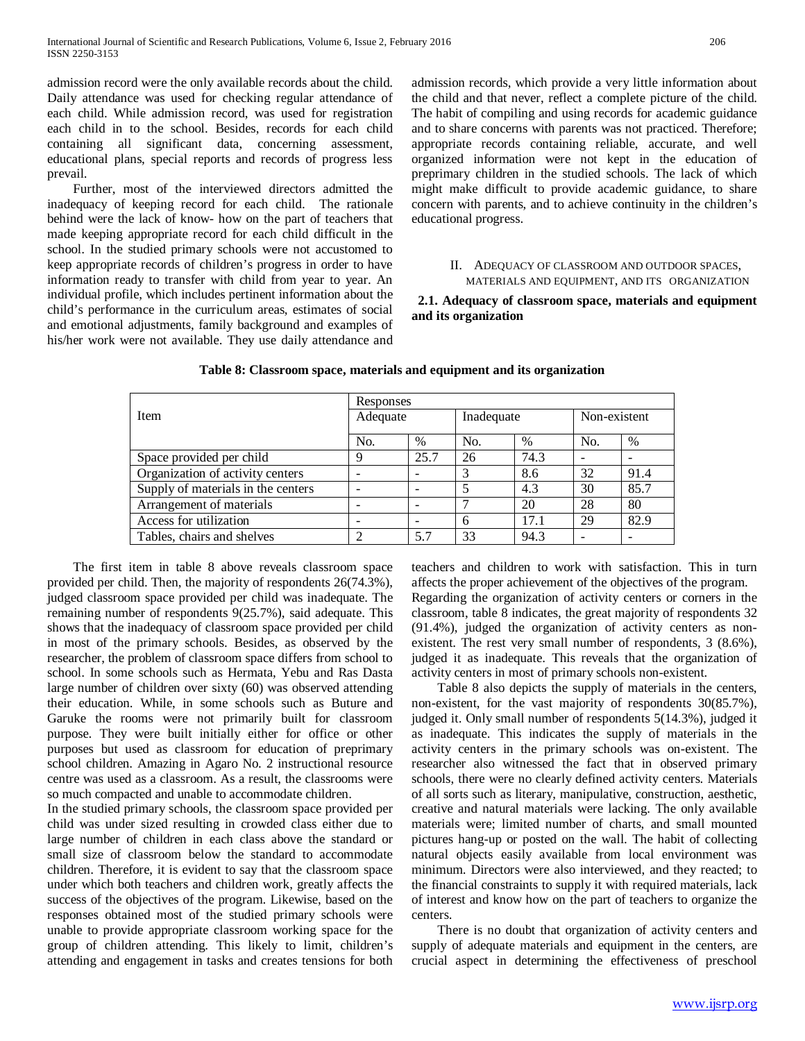admission record were the only available records about the child. Daily attendance was used for checking regular attendance of each child. While admission record, was used for registration each child in to the school. Besides, records for each child containing all significant data, concerning assessment, educational plans, special reports and records of progress less prevail.

Further, most of the interviewed directors admitted the inadequacy of keeping record for each child. The rationale behind were the lack of know- how on the part of teachers that made keeping appropriate record for each child difficult in the school. In the studied primary schools were not accustomed to keep appropriate records of children's progress in order to have information ready to transfer with child from year to year. An individual profile, which includes pertinent information about the child's performance in the curriculum areas, estimates of social and emotional adjustments, family background and examples of his/her work were not available. They use daily attendance and admission records, which provide a very little information about the child and that never, reflect a complete picture of the child. The habit of compiling and using records for academic guidance and to share concerns with parents was not practiced. Therefore; appropriate records containing reliable, accurate, and well organized information were not kept in the education of preprimary children in the studied schools. The lack of which might make difficult to provide academic guidance, to share concern with parents, and to achieve continuity in the children's educational progress.

## II. Adequacy of Classroom and Outdoor Spaces, Materials and Equipment, and Its Organization

### 2.1. Adequacy of classroom space, materials and equipment and its organization

**Table 8: Classroom space, materials and equipment and its organization**

| Item | Responses | | | | | |
|---|---|---|---|---|---|---|
| | Adequate | | Inadequate | | Non-existent | |
| | No. | % | No. | % | No. | % |
| Space provided per child | 9 | 25.7 | 26 | 74.3 | - | - |
| Organization of activity centers | - | - | 3 | 8.6 | 32 | 91.4 |
| Supply of materials in the centers | - | - | 5 | 4.3 | 30 | 85.7 |
| Arrangement of materials | - | - | 7 | 20 | 28 | 80 |
| Access for utilization | - | - | 6 | 17.1 | 29 | 82.9 |
| Tables, chairs and shelves | 2 | 5.7 | 33 | 94.3 | - | - |

The first item in table 8 above reveals classroom space provided per child. Then, the majority of respondents 26(74.3%), judged classroom space provided per child was inadequate. The remaining number of respondents 9(25.7%), said adequate. This shows that the inadequacy of classroom space provided per child in most of the primary schools. Besides, as observed by the researcher, the problem of classroom space differs from school to school. In some schools such as Hermata, Yebu and Ras Dasta large number of children over sixty (60) was observed attending their education. While, in some schools such as Buture and Garuke the rooms were not primarily built for classroom purpose. They were built initially either for office or other purposes but used as classroom for education of preprimary school children. Amazing in Agaro No. 2 instructional resource centre was used as a classroom. As a result, the classrooms were so much compacted and unable to accommodate children.

In the studied primary schools, the classroom space provided per child was under sized resulting in crowded class either due to large number of children in each class above the standard or small size of classroom below the standard to accommodate children. Therefore, it is evident to say that the classroom space under which both teachers and children work, greatly affects the success of the objectives of the program. Likewise, based on the responses obtained most of the studied primary schools were unable to provide appropriate classroom working space for the group of children attending. This likely to limit, children's attending and engagement in tasks and creates tensions for both teachers and children to work with satisfaction. This in turn affects the proper achievement of the objectives of the program.

Regarding the organization of activity centers or corners in the classroom, table 8 indicates, the great majority of respondents 32 (91.4%), judged the organization of activity centers as non-existent. The rest very small number of respondents, 3 (8.6%), judged it as inadequate. This reveals that the organization of activity centers in most of primary schools non-existent.

Table 8 also depicts the supply of materials in the centers, non-existent, for the vast majority of respondents 30(85.7%), judged it. Only small number of respondents 5(14.3%), judged it as inadequate. This indicates the supply of materials in the activity centers in the primary schools was on-existent. The researcher also witnessed the fact that in observed primary schools, there were no clearly defined activity centers. Materials of all sorts such as literary, manipulative, construction, aesthetic, creative and natural materials were lacking. The only available materials were; limited number of charts, and small mounted pictures hang-up or posted on the wall. The habit of collecting natural objects easily available from local environment was minimum. Directors were also interviewed, and they reacted; to the financial constraints to supply it with required materials, lack of interest and know how on the part of teachers to organize the centers.

There is no doubt that organization of activity centers and supply of adequate materials and equipment in the centers, are crucial aspect in determining the effectiveness of preschool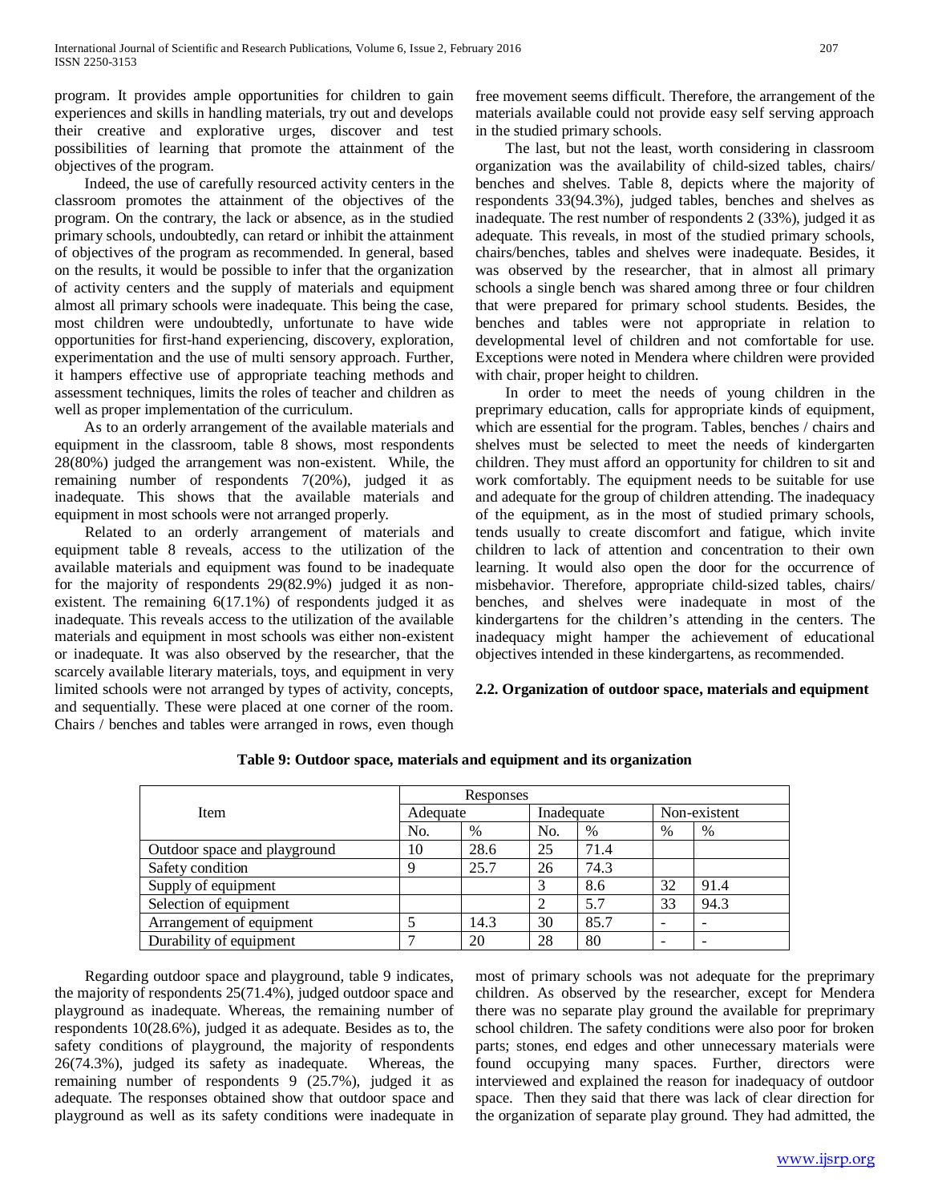program. It provides ample opportunities for children to gain experiences and skills in handling materials, try out and develops their creative and explorative urges, discover and test possibilities of learning that promote the attainment of the objectives of the program.

Indeed, the use of carefully resourced activity centers in the classroom promotes the attainment of the objectives of the program. On the contrary, the lack or absence, as in the studied primary schools, undoubtedly, can retard or inhibit the attainment of objectives of the program as recommended. In general, based on the results, it would be possible to infer that the organization of activity centers and the supply of materials and equipment almost all primary schools were inadequate. This being the case, most children were undoubtedly, unfortunate to have wide opportunities for first-hand experiencing, discovery, exploration, experimentation and the use of multi sensory approach. Further, it hampers effective use of appropriate teaching methods and assessment techniques, limits the roles of teacher and children as well as proper implementation of the curriculum.

As to an orderly arrangement of the available materials and equipment in the classroom, table 8 shows, most respondents 28(80%) judged the arrangement was non-existent. While, the remaining number of respondents 7(20%), judged it as inadequate. This shows that the available materials and equipment in most schools were not arranged properly.

Related to an orderly arrangement of materials and equipment table 8 reveals, access to the utilization of the available materials and equipment was found to be inadequate for the majority of respondents 29(82.9%) judged it as non-existent. The remaining 6(17.1%) of respondents judged it as inadequate. This reveals access to the utilization of the available materials and equipment in most schools was either non-existent or inadequate. It was also observed by the researcher, that the scarcely available literary materials, toys, and equipment in very limited schools were not arranged by types of activity, concepts, and sequentially. These were placed at one corner of the room. Chairs / benches and tables were arranged in rows, even though free movement seems difficult. Therefore, the arrangement of the materials available could not provide easy self serving approach in the studied primary schools.

The last, but not the least, worth considering in classroom organization was the availability of child-sized tables, chairs/ benches and shelves. Table 8, depicts where the majority of respondents 33(94.3%), judged tables, benches and shelves as inadequate. The rest number of respondents 2 (33%), judged it as adequate. This reveals, in most of the studied primary schools, chairs/benches, tables and shelves were inadequate. Besides, it was observed by the researcher, that in almost all primary schools a single bench was shared among three or four children that were prepared for primary school students. Besides, the benches and tables were not appropriate in relation to developmental level of children and not comfortable for use. Exceptions were noted in Mendera where children were provided with chair, proper height to children.

In order to meet the needs of young children in the preprimary education, calls for appropriate kinds of equipment, which are essential for the program. Tables, benches / chairs and shelves must be selected to meet the needs of kindergarten children. They must afford an opportunity for children to sit and work comfortably. The equipment needs to be suitable for use and adequate for the group of children attending. The inadequacy of the equipment, as in the most of studied primary schools, tends usually to create discomfort and fatigue, which invite children to lack of attention and concentration to their own learning. It would also open the door for the occurrence of misbehavior. Therefore, appropriate child-sized tables, chairs/ benches, and shelves were inadequate in most of the kindergartens for the children's attending in the centers. The inadequacy might hamper the achievement of educational objectives intended in these kindergartens, as recommended.

### 2.2. Organization of outdoor space, materials and equipment

**Table 9: Outdoor space, materials and equipment and its organization**

| Item | Responses | | | | | |
|---|---|---|---|---|---|---|
| | Adequate | | Inadequate | | Non-existent | |
| | No. | % | No. | % | % | % |
| Outdoor space and playground | 10 | 28.6 | 25 | 71.4 | | |
| Safety condition | 9 | 25.7 | 26 | 74.3 | | |
| Supply of equipment | | | 3 | 8.6 | 32 | 91.4 |
| Selection of equipment | | | 2 | 5.7 | 33 | 94.3 |
| Arrangement of equipment | 5 | 14.3 | 30 | 85.7 | - | - |
| Durability of equipment | 7 | 20 | 28 | 80 | - | - |

Regarding outdoor space and playground, table 9 indicates, the majority of respondents 25(71.4%), judged outdoor space and playground as inadequate. Whereas, the remaining number of respondents 10(28.6%), judged it as adequate. Besides as to, the safety conditions of playground, the majority of respondents 26(74.3%), judged its safety as inadequate. Whereas, the remaining number of respondents 9 (25.7%), judged it as adequate. The responses obtained show that outdoor space and playground as well as its safety conditions were inadequate in most of primary schools was not adequate for the preprimary children. As observed by the researcher, except for Mendera there was no separate play ground the available for preprimary school children. The safety conditions were also poor for broken parts; stones, end edges and other unnecessary materials were found occupying many spaces. Further, directors were interviewed and explained the reason for inadequacy of outdoor space. Then they said that there was lack of clear direction for the organization of separate play ground. They had admitted, the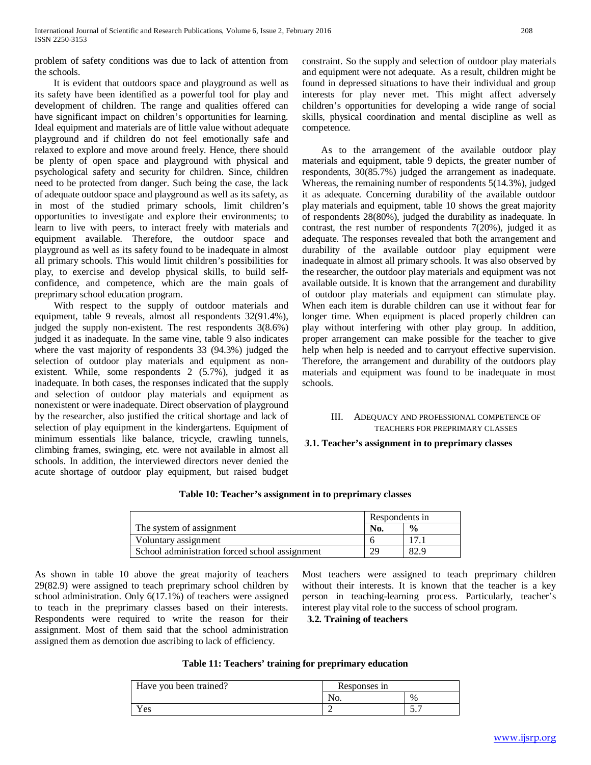problem of safety conditions was due to lack of attention from the schools.

It is evident that outdoors space and playground as well as its safety have been identified as a powerful tool for play and development of children. The range and qualities offered can have significant impact on children's opportunities for learning. Ideal equipment and materials are of little value without adequate playground and if children do not feel emotionally safe and relaxed to explore and move around freely. Hence, there should be plenty of open space and playground with physical and psychological safety and security for children. Since, children need to be protected from danger. Such being the case, the lack of adequate outdoor space and playground as well as its safety, as in most of the studied primary schools, limit children's opportunities to investigate and explore their environments; to learn to live with peers, to interact freely with materials and equipment available. Therefore, the outdoor space and playground as well as its safety found to be inadequate in almost all primary schools. This would limit children's possibilities for play, to exercise and develop physical skills, to build self-confidence, and competence, which are the main goals of preprimary school education program.

With respect to the supply of outdoor materials and equipment, table 9 reveals, almost all respondents 32(91.4%), judged the supply non-existent. The rest respondents 3(8.6%) judged it as inadequate. In the same vine, table 9 also indicates where the vast majority of respondents 33 (94.3%) judged the selection of outdoor play materials and equipment as non-existent. While, some respondents 2 (5.7%), judged it as inadequate. In both cases, the responses indicated that the supply and selection of outdoor play materials and equipment as nonexistent or were inadequate. Direct observation of playground by the researcher, also justified the critical shortage and lack of selection of play equipment in the kindergartens. Equipment of minimum essentials like balance, tricycle, crawling tunnels, climbing frames, swinging, etc. were not available in almost all schools. In addition, the interviewed directors never denied the acute shortage of outdoor play equipment, but raised budget constraint. So the supply and selection of outdoor play materials and equipment were not adequate. As a result, children might be found in depressed situations to have their individual and group interests for play never met. This might affect adversely children's opportunities for developing a wide range of social skills, physical coordination and mental discipline as well as competence.

As to the arrangement of the available outdoor play materials and equipment, table 9 depicts, the greater number of respondents, 30(85.7%) judged the arrangement as inadequate. Whereas, the remaining number of respondents 5(14.3%), judged it as adequate. Concerning durability of the available outdoor play materials and equipment, table 10 shows the great majority of respondents 28(80%), judged the durability as inadequate. In contrast, the rest number of respondents 7(20%), judged it as adequate. The responses revealed that both the arrangement and durability of the available outdoor play equipment were inadequate in almost all primary schools. It was also observed by the researcher, the outdoor play materials and equipment was not available outside. It is known that the arrangement and durability of outdoor play materials and equipment can stimulate play. When each item is durable children can use it without fear for longer time. When equipment is placed properly children can play without interfering with other play group. In addition, proper arrangement can make possible for the teacher to give help when help is needed and to carryout effective supervision. Therefore, the arrangement and durability of the outdoors play materials and equipment was found to be inadequate in most schools.

## III. Adequacy and Professional Competence of Teachers for Preprimary Classes

### 3.1. Teacher's assignment in to preprimary classes

**Table 10: Teacher's assignment in to preprimary classes**

| The system of assignment | Respondents in No. | % |
|---|---|---|
| Voluntary assignment | 6 | 17.1 |
| School administration forced school assignment | 29 | 82.9 |

As shown in table 10 above the great majority of teachers 29(82.9) were assigned to teach preprimary school children by school administration. Only 6(17.1%) of teachers were assigned to teach in the preprimary classes based on their interests. Respondents were required to write the reason for their assignment. Most of them said that the school administration assigned them as demotion due ascribing to lack of efficiency. Most teachers were assigned to teach preprimary children without their interests. It is known that the teacher is a key person in teaching-learning process. Particularly, teacher's interest play vital role to the success of school program.

### 3.2. Training of teachers

**Table 11: Teachers' training for preprimary education**

| Have you been trained? | Responses in No. | % |
|---|---|---|
| Yes | 2 | 5.7 |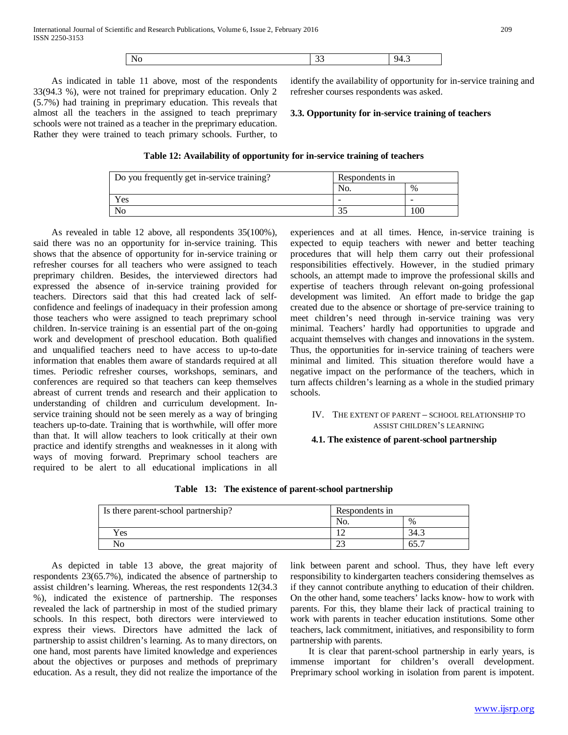| | | |
|---|---|---|
| No | 33 | 94.3 |

As indicated in table 11 above, most of the respondents 33(94.3 %), were not trained for preprimary education. Only 2 (5.7%) had training in preprimary education. This reveals that almost all the teachers in the assigned to teach preprimary schools were not trained as a teacher in the preprimary education. Rather they were trained to teach primary schools. Further, to identify the availability of opportunity for in-service training and refresher courses respondents was asked.

### 3.3. Opportunity for in-service training of teachers

**Table 12: Availability of opportunity for in-service training of teachers**

| Do you frequently get in-service training? | Respondents in | |
|---|---|---|
| | No. | % |
| Yes | - | - |
| No | 35 | 100 |

As revealed in table 12 above, all respondents 35(100%), said there was no an opportunity for in-service training. This shows that the absence of opportunity for in-service training or refresher courses for all teachers who were assigned to teach preprimary children. Besides, the interviewed directors had expressed the absence of in-service training provided for teachers. Directors said that this had created lack of self-confidence and feelings of inadequacy in their profession among those teachers who were assigned to teach preprimary school children. In-service training is an essential part of the on-going work and development of preschool education. Both qualified and unqualified teachers need to have access to up-to-date information that enables them aware of standards required at all times. Periodic refresher courses, workshops, seminars, and conferences are required so that teachers can keep themselves abreast of current trends and research and their application to understanding of children and curriculum development. In-service training should not be seen merely as a way of bringing teachers up-to-date. Training that is worthwhile, will offer more than that. It will allow teachers to look critically at their own practice and identify strengths and weaknesses in it along with ways of moving forward. Preprimary school teachers are required to be alert to all educational implications in all experiences and at all times. Hence, in-service training is expected to equip teachers with newer and better teaching procedures that will help them carry out their professional responsibilities effectively. However, in the studied primary schools, an attempt made to improve the professional skills and expertise of teachers through relevant on-going professional development was limited. An effort made to bridge the gap created due to the absence or shortage of pre-service training to meet children's need through in-service training was very minimal. Teachers' hardly had opportunities to upgrade and acquaint themselves with changes and innovations in the system. Thus, the opportunities for in-service training of teachers were minimal and limited. This situation therefore would have a negative impact on the performance of the teachers, which in turn affects children's learning as a whole in the studied primary schools.

## IV. The extent of parent – school relationship to assist children's learning

### 4.1. The existence of parent-school partnership

**Table 13: The existence of parent-school partnership**

| Is there parent-school partnership? | Respondents in | |
|---|---|---|
| | No. | % |
| Yes | 12 | 34.3 |
| No | 23 | 65.7 |

As depicted in table 13 above, the great majority of respondents 23(65.7%), indicated the absence of partnership to assist children's learning. Whereas, the rest respondents 12(34.3 %), indicated the existence of partnership. The responses revealed the lack of partnership in most of the studied primary schools. In this respect, both directors were interviewed to express their views. Directors have admitted the lack of partnership to assist children's learning. As to many directors, on one hand, most parents have limited knowledge and experiences about the objectives or purposes and methods of preprimary education. As a result, they did not realize the importance of the link between parent and school. Thus, they have left every responsibility to kindergarten teachers considering themselves as if they cannot contribute anything to education of their children. On the other hand, some teachers' lacks know- how to work with parents. For this, they blame their lack of practical training to work with parents in teacher education institutions. Some other teachers, lack commitment, initiatives, and responsibility to form partnership with parents.

It is clear that parent-school partnership in early years, is immense important for children's overall development. Preprimary school working in isolation from parent is impotent.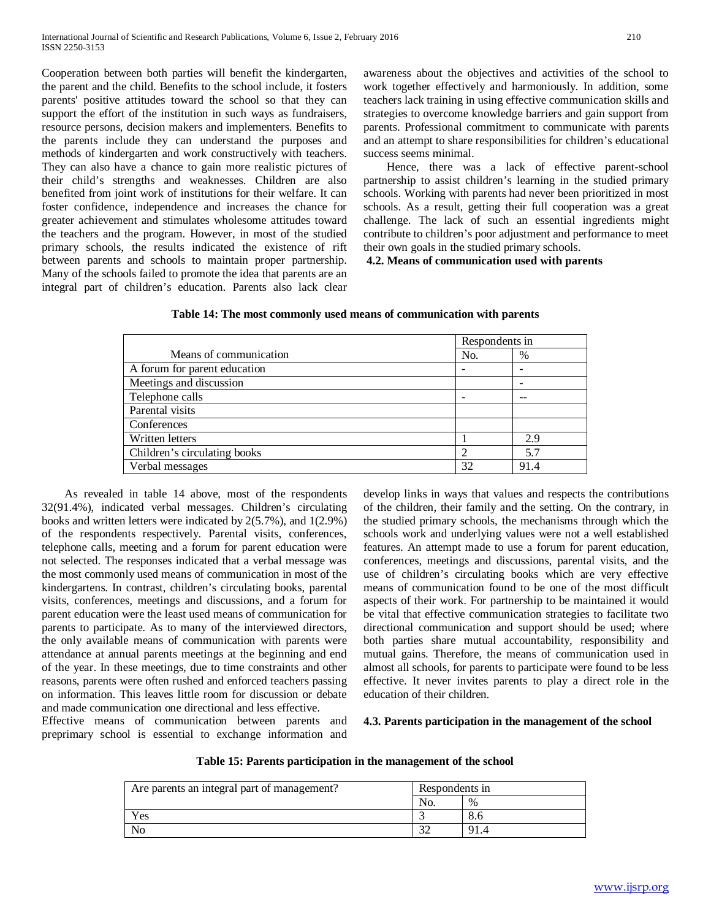Cooperation between both parties will benefit the kindergarten, the parent and the child. Benefits to the school include, it fosters parents' positive attitudes toward the school so that they can support the effort of the institution in such ways as fundraisers, resource persons, decision makers and implementers. Benefits to the parents include they can understand the purposes and methods of kindergarten and work constructively with teachers. They can also have a chance to gain more realistic pictures of their child's strengths and weaknesses. Children are also benefited from joint work of institutions for their welfare. It can foster confidence, independence and increases the chance for greater achievement and stimulates wholesome attitudes toward the teachers and the program. However, in most of the studied primary schools, the results indicated the existence of rift between parents and schools to maintain proper partnership. Many of the schools failed to promote the idea that parents are an integral part of children's education. Parents also lack clear awareness about the objectives and activities of the school to work together effectively and harmoniously. In addition, some teachers lack training in using effective communication skills and strategies to overcome knowledge barriers and gain support from parents. Professional commitment to communicate with parents and an attempt to share responsibilities for children's educational success seems minimal.

Hence, there was a lack of effective parent-school partnership to assist children's learning in the studied primary schools. Working with parents had never been prioritized in most schools. As a result, getting their full cooperation was a great challenge. The lack of such an essential ingredients might contribute to children's poor adjustment and performance to meet their own goals in the studied primary schools.

### 4.2. Means of communication used with parents

**Table 14: The most commonly used means of communication with parents**

| Means of communication | Respondents in | |
|---|---|---|
| | No. | % |
| A forum for parent education | - | - |
| Meetings and discussion | | - |
| Telephone calls | - | -- |
| Parental visits | | |
| Conferences | | |
| Written letters | 1 | 2.9 |
| Children's circulating books | 2 | 5.7 |
| Verbal messages | 32 | 91.4 |

As revealed in table 14 above, most of the respondents 32(91.4%), indicated verbal messages. Children's circulating books and written letters were indicated by 2(5.7%), and 1(2.9%) of the respondents respectively. Parental visits, conferences, telephone calls, meeting and a forum for parent education were not selected. The responses indicated that a verbal message was the most commonly used means of communication in most of the kindergartens. In contrast, children's circulating books, parental visits, conferences, meetings and discussions, and a forum for parent education were the least used means of communication for parents to participate. As to many of the interviewed directors, the only available means of communication with parents were attendance at annual parents meetings at the beginning and end of the year. In these meetings, due to time constraints and other reasons, parents were often rushed and enforced teachers passing on information. This leaves little room for discussion or debate and made communication one directional and less effective.

Effective means of communication between parents and preprimary school is essential to exchange information and develop links in ways that values and respects the contributions of the children, their family and the setting. On the contrary, in the studied primary schools, the mechanisms through which the schools work and underlying values were not a well established features. An attempt made to use a forum for parent education, conferences, meetings and discussions, parental visits, and the use of children's circulating books which are very effective means of communication found to be one of the most difficult aspects of their work. For partnership to be maintained it would be vital that effective communication strategies to facilitate two directional communication and support should be used; where both parties share mutual accountability, responsibility and mutual gains. Therefore, the means of communication used in almost all schools, for parents to participate were found to be less effective. It never invites parents to play a direct role in the education of their children.

### 4.3. Parents participation in the management of the school

**Table 15: Parents participation in the management of the school**

| Are parents an integral part of management? | Respondents in | |
|---|---|---|
| | No. | % |
| Yes | 3 | 8.6 |
| No | 32 | 91.4 |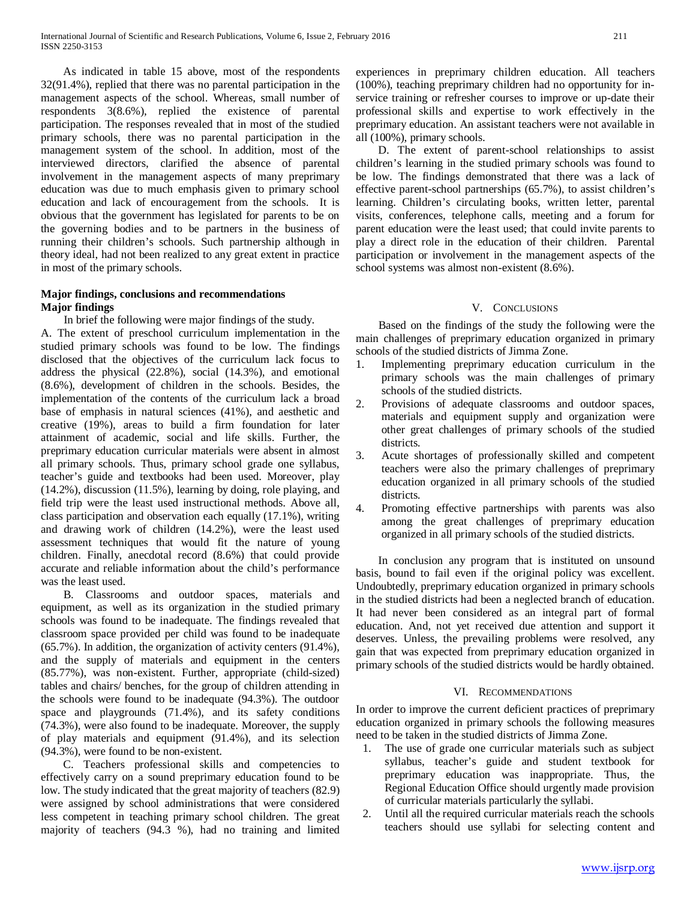As indicated in table 15 above, most of the respondents 32(91.4%), replied that there was no parental participation in the management aspects of the school. Whereas, small number of respondents 3(8.6%), replied the existence of parental participation. The responses revealed that in most of the studied primary schools, there was no parental participation in the management system of the school. In addition, most of the interviewed directors, clarified the absence of parental involvement in the management aspects of many preprimary education was due to much emphasis given to primary school education and lack of encouragement from the schools. It is obvious that the government has legislated for parents to be on the governing bodies and to be partners in the business of running their children's schools. Such partnership although in theory ideal, had not been realized to any great extent in practice in most of the primary schools.

**Major findings, conclusions and recommendations**
**Major findings**

In brief the following were major findings of the study.

A. The extent of preschool curriculum implementation in the studied primary schools was found to be low. The findings disclosed that the objectives of the curriculum lack focus to address the physical (22.8%), social (14.3%), and emotional (8.6%), development of children in the schools. Besides, the implementation of the contents of the curriculum lack a broad base of emphasis in natural sciences (41%), and aesthetic and creative (19%), areas to build a firm foundation for later attainment of academic, social and life skills. Further, the preprimary education curricular materials were absent in almost all primary schools. Thus, primary school grade one syllabus, teacher's guide and textbooks had been used. Moreover, play (14.2%), discussion (11.5%), learning by doing, role playing, and field trip were the least used instructional methods. Above all, class participation and observation each equally (17.1%), writing and drawing work of children (14.2%), were the least used assessment techniques that would fit the nature of young children. Finally, anecdotal record (8.6%) that could provide accurate and reliable information about the child's performance was the least used.

B. Classrooms and outdoor spaces, materials and equipment, as well as its organization in the studied primary schools was found to be inadequate. The findings revealed that classroom space provided per child was found to be inadequate (65.7%). In addition, the organization of activity centers (91.4%), and the supply of materials and equipment in the centers (85.77%), was non-existent. Further, appropriate (child-sized) tables and chairs/ benches, for the group of children attending in the schools were found to be inadequate (94.3%). The outdoor space and playgrounds (71.4%), and its safety conditions (74.3%), were also found to be inadequate. Moreover, the supply of play materials and equipment (91.4%), and its selection (94.3%), were found to be non-existent.

C. Teachers professional skills and competencies to effectively carry on a sound preprimary education found to be low. The study indicated that the great majority of teachers (82.9) were assigned by school administrations that were considered less competent in teaching primary school children. The great majority of teachers (94.3 %), had no training and limited experiences in preprimary children education. All teachers (100%), teaching preprimary children had no opportunity for in-service training or refresher courses to improve or up-date their professional skills and expertise to work effectively in the preprimary education. An assistant teachers were not available in all (100%), primary schools.

D. The extent of parent-school relationships to assist children's learning in the studied primary schools was found to be low. The findings demonstrated that there was a lack of effective parent-school partnerships (65.7%), to assist children's learning. Children's circulating books, written letter, parental visits, conferences, telephone calls, meeting and a forum for parent education were the least used; that could invite parents to play a direct role in the education of their children. Parental participation or involvement in the management aspects of the school systems was almost non-existent (8.6%).

## V. Conclusions

Based on the findings of the study the following were the main challenges of preprimary education organized in primary schools of the studied districts of Jimma Zone.

1. Implementing preprimary education curriculum in the primary schools was the main challenges of primary schools of the studied districts.
2. Provisions of adequate classrooms and outdoor spaces, materials and equipment supply and organization were other great challenges of primary schools of the studied districts.
3. Acute shortages of professionally skilled and competent teachers were also the primary challenges of preprimary education organized in all primary schools of the studied districts.
4. Promoting effective partnerships with parents was also among the great challenges of preprimary education organized in all primary schools of the studied districts.

In conclusion any program that is instituted on unsound basis, bound to fail even if the original policy was excellent. Undoubtedly, preprimary education organized in primary schools in the studied districts had been a neglected branch of education. It had never been considered as an integral part of formal education. And, not yet received due attention and support it deserves. Unless, the prevailing problems were resolved, any gain that was expected from preprimary education organized in primary schools of the studied districts would be hardly obtained.

## VI. Recommendations

In order to improve the current deficient practices of preprimary education organized in primary schools the following measures need to be taken in the studied districts of Jimma Zone.

1. The use of grade one curricular materials such as subject syllabus, teacher's guide and student textbook for preprimary education was inappropriate. Thus, the Regional Education Office should urgently made provision of curricular materials particularly the syllabi.
2. Until all the required curricular materials reach the schools teachers should use syllabi for selecting content and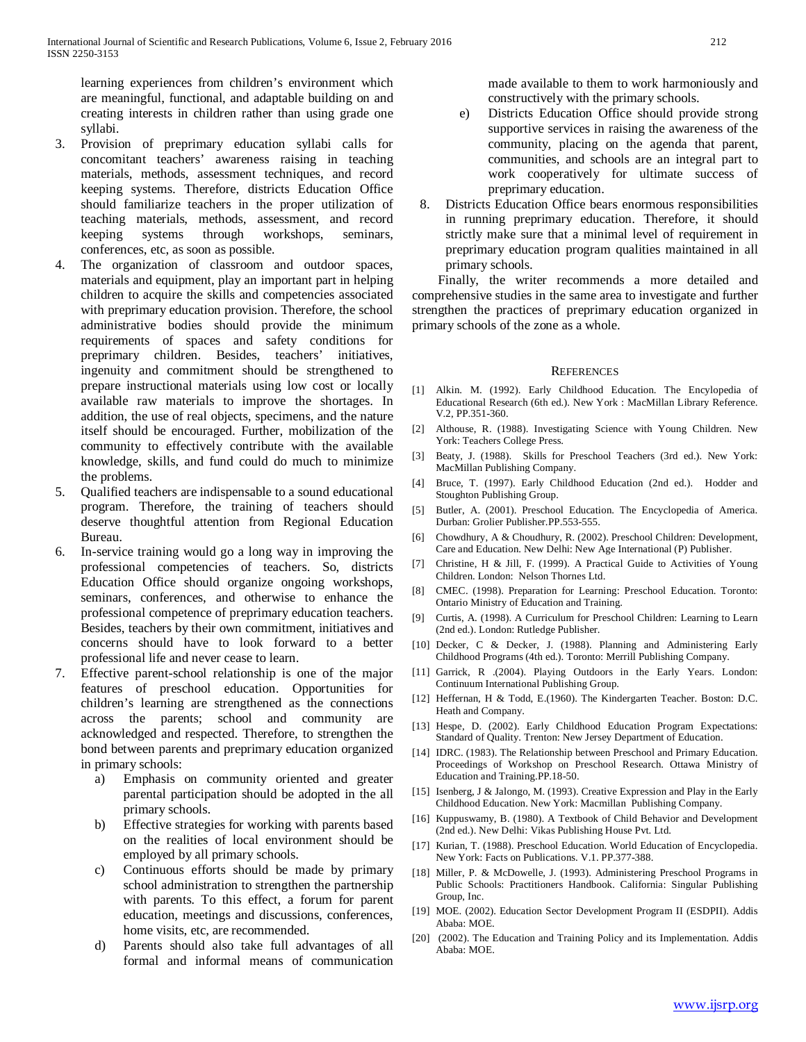learning experiences from children's environment which are meaningful, functional, and adaptable building on and creating interests in children rather than using grade one syllabi.

3. Provision of preprimary education syllabi calls for concomitant teachers' awareness raising in teaching materials, methods, assessment techniques, and record keeping systems. Therefore, districts Education Office should familiarize teachers in the proper utilization of teaching materials, methods, assessment, and record keeping systems through workshops, seminars, conferences, etc, as soon as possible.
4. The organization of classroom and outdoor spaces, materials and equipment, play an important part in helping children to acquire the skills and competencies associated with preprimary education provision. Therefore, the school administrative bodies should provide the minimum requirements of spaces and safety conditions for preprimary children. Besides, teachers' initiatives, ingenuity and commitment should be strengthened to prepare instructional materials using low cost or locally available raw materials to improve the shortages. In addition, the use of real objects, specimens, and the nature itself should be encouraged. Further, mobilization of the community to effectively contribute with the available knowledge, skills, and fund could do much to minimize the problems.
5. Qualified teachers are indispensable to a sound educational program. Therefore, the training of teachers should deserve thoughtful attention from Regional Education Bureau.
6. In-service training would go a long way in improving the professional competencies of teachers. So, districts Education Office should organize ongoing workshops, seminars, conferences, and otherwise to enhance the professional competence of preprimary education teachers. Besides, teachers by their own commitment, initiatives and concerns should have to look forward to a better professional life and never cease to learn.
7. Effective parent-school relationship is one of the major features of preschool education. Opportunities for children's learning are strengthened as the connections across the parents; school and community are acknowledged and respected. Therefore, to strengthen the bond between parents and preprimary education organized in primary schools:
   a) Emphasis on community oriented and greater parental participation should be adopted in the all primary schools.
   b) Effective strategies for working with parents based on the realities of local environment should be employed by all primary schools.
   c) Continuous efforts should be made by primary school administration to strengthen the partnership with parents. To this effect, a forum for parent education, meetings and discussions, conferences, home visits, etc, are recommended.
   d) Parents should also take full advantages of all formal and informal means of communication made available to them to work harmoniously and constructively with the primary schools.
   e) Districts Education Office should provide strong supportive services in raising the awareness of the community, placing on the agenda that parent, communities, and schools are an integral part to work cooperatively for ultimate success of preprimary education.
8. Districts Education Office bears enormous responsibilities in running preprimary education. Therefore, it should strictly make sure that a minimal level of requirement in preprimary education program qualities maintained in all primary schools.

Finally, the writer recommends a more detailed and comprehensive studies in the same area to investigate and further strengthen the practices of preprimary education organized in primary schools of the zone as a whole.

## References

[1] Alkin. M. (1992). Early Childhood Education. The Encylopedia of Educational Research (6th ed.). New York : MacMillan Library Reference. V.2, PP.351-360.

[2] Althouse, R. (1988). Investigating Science with Young Children. New York: Teachers College Press.

[3] Beaty, J. (1988). Skills for Preschool Teachers (3rd ed.). New York: MacMillan Publishing Company.

[4] Bruce, T. (1997). Early Childhood Education (2nd ed.). Hodder and Stoughton Publishing Group.

[5] Butler, A. (2001). Preschool Education. The Encyclopedia of America. Durban: Grolier Publisher.PP.553-555.

[6] Chowdhury, A & Choudhury, R. (2002). Preschool Children: Development, Care and Education. New Delhi: New Age International (P) Publisher.

[7] Christine, H & Jill, F. (1999). A Practical Guide to Activities of Young Children. London: Nelson Thornes Ltd.

[8] CMEC. (1998). Preparation for Learning: Preschool Education. Toronto: Ontario Ministry of Education and Training.

[9] Curtis, A. (1998). A Curriculum for Preschool Children: Learning to Learn (2nd ed.). London: Rutledge Publisher.

[10] Decker, C & Decker, J. (1988). Planning and Administering Early Childhood Programs (4th ed.). Toronto: Merrill Publishing Company.

[11] Garrick, R .(2004). Playing Outdoors in the Early Years. London: Continuum International Publishing Group.

[12] Heffernan, H & Todd, E.(1960). The Kindergarten Teacher. Boston: D.C. Heath and Company.

[13] Hespe, D. (2002). Early Childhood Education Program Expectations: Standard of Quality. Trenton: New Jersey Department of Education.

[14] IDRC. (1983). The Relationship between Preschool and Primary Education. Proceedings of Workshop on Preschool Research. Ottawa Ministry of Education and Training.PP.18-50.

[15] Isenberg, J & Jalongo, M. (1993). Creative Expression and Play in the Early Childhood Education. New York: Macmillan Publishing Company.

[16] Kuppuswamy, B. (1980). A Textbook of Child Behavior and Development (2nd ed.). New Delhi: Vikas Publishing House Pvt. Ltd.

[17] Kurian, T. (1988). Preschool Education. World Education of Encyclopedia. New York: Facts on Publications. V.1. PP.377-388.

[18] Miller, P. & McDowelle, J. (1993). Administering Preschool Programs in Public Schools: Practitioners Handbook. California: Singular Publishing Group, Inc.

[19] MOE. (2002). Education Sector Development Program II (ESDPII). Addis Ababa: MOE.

[20] (2002). The Education and Training Policy and its Implementation. Addis Ababa: MOE.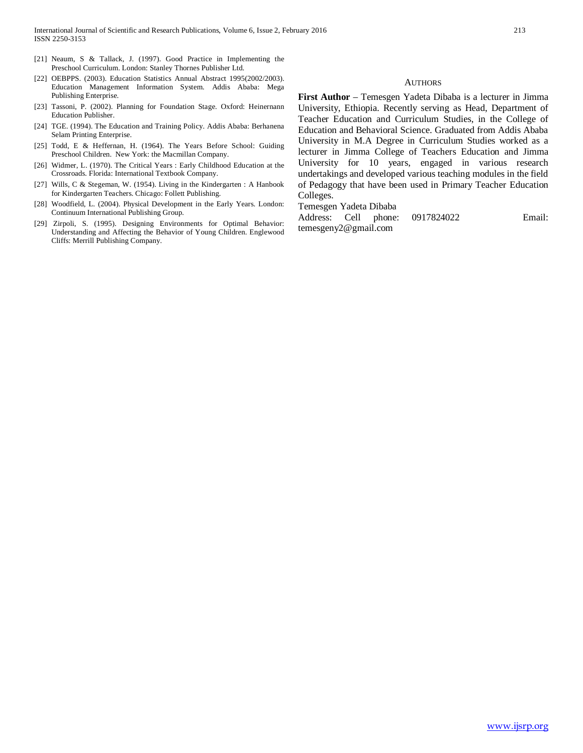[21] Neaum, S & Tallack, J. (1997). Good Practice in Implementing the Preschool Curriculum. London: Stanley Thornes Publisher Ltd.

[22] OEBPPS. (2003). Education Statistics Annual Abstract 1995(2002/2003). Education Management Information System. Addis Ababa: Mega Publishing Enterprise.

[23] Tassoni, P. (2002). Planning for Foundation Stage. Oxford: Heinernann Education Publisher.

[24] TGE. (1994). The Education and Training Policy. Addis Ababa: Berhanena Selam Printing Enterprise.

[25] Todd, E & Heffernan, H. (1964). The Years Before School: Guiding Preschool Children. New York: the Macmillan Company.

[26] Widmer, L. (1970). The Critical Years : Early Childhood Education at the Crossroads. Florida: International Textbook Company.

[27] Wills, C & Stegeman, W. (1954). Living in the Kindergarten : A Hanbook for Kindergarten Teachers. Chicago: Follett Publishing.

[28] Woodfield, L. (2004). Physical Development in the Early Years. London: Continuum International Publishing Group.

[29] Zirpoli, S. (1995). Designing Environments for Optimal Behavior: Understanding and Affecting the Behavior of Young Children. Englewood Cliffs: Merrill Publishing Company.

## Authors

**First Author** – Temesgen Yadeta Dibaba is a lecturer in Jimma University, Ethiopia. Recently serving as Head, Department of Teacher Education and Curriculum Studies, in the College of Education and Behavioral Science. Graduated from Addis Ababa University in M.A Degree in Curriculum Studies worked as a lecturer in Jimma College of Teachers Education and Jimma University for 10 years, engaged in various research undertakings and developed various teaching modules in the field of Pedagogy that have been used in Primary Teacher Education Colleges.

Temesgen Yadeta Dibaba

Address: Cell phone: 0917824022 Email: temesgeny2@gmail.com